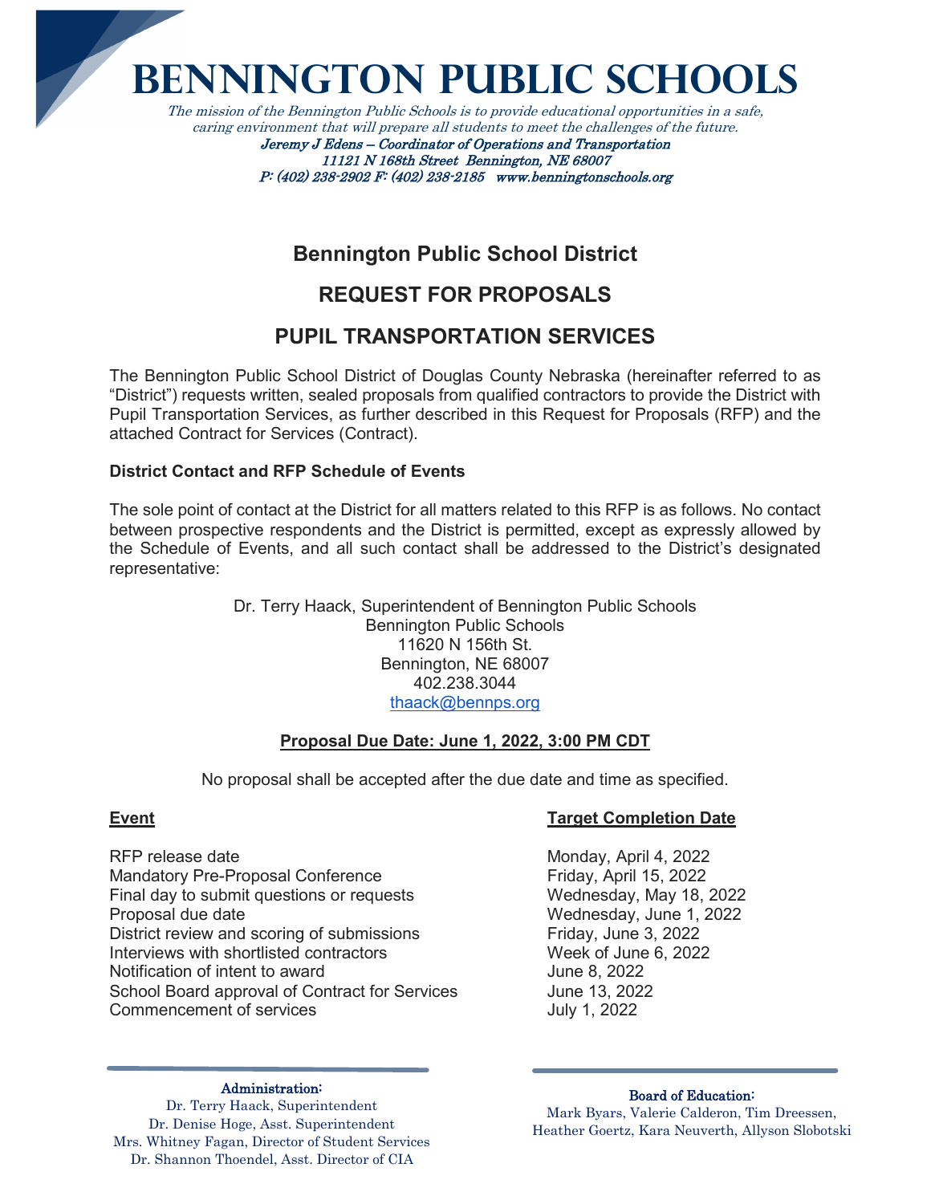# BENNINGTON PUBLIC SCHOOLS

*The mission of the Bennington Public Schools is to provide educational opportunities in a safe, caring environment that will prepare all students to meet the challenges of the future.*

*Jeremy J Edens – Coordinator of Operations and Transportation*
*11121 N 168th Street Bennington, NE 68007*
*P: (402) 238-2902 F: (402) 238-2185 www.benningtonschools.org*

## Bennington Public School District

## REQUEST FOR PROPOSALS

## PUPIL TRANSPORTATION SERVICES

The Bennington Public School District of Douglas County Nebraska (hereinafter referred to as "District") requests written, sealed proposals from qualified contractors to provide the District with Pupil Transportation Services, as further described in this Request for Proposals (RFP) and the attached Contract for Services (Contract).

**District Contact and RFP Schedule of Events**

The sole point of contact at the District for all matters related to this RFP is as follows. No contact between prospective respondents and the District is permitted, except as expressly allowed by the Schedule of Events, and all such contact shall be addressed to the District's designated representative:

Dr. Terry Haack, Superintendent of Bennington Public Schools
Bennington Public Schools
11620 N 156th St.
Bennington, NE 68007
402.238.3044
thaack@bennps.org

**Proposal Due Date: June 1, 2022, 3:00 PM CDT**

No proposal shall be accepted after the due date and time as specified.

| **Event** | **Target Completion Date** |
|---|---|
| RFP release date | Monday, April 4, 2022 |
| Mandatory Pre-Proposal Conference | Friday, April 15, 2022 |
| Final day to submit questions or requests | Wednesday, May 18, 2022 |
| Proposal due date | Wednesday, June 1, 2022 |
| District review and scoring of submissions | Friday, June 3, 2022 |
| Interviews with shortlisted contractors | Week of June 6, 2022 |
| Notification of intent to award | June 8, 2022 |
| School Board approval of Contract for Services | June 13, 2022 |
| Commencement of services | July 1, 2022 |

**Administration:**
Dr. Terry Haack, Superintendent
Dr. Denise Hoge, Asst. Superintendent
Mrs. Whitney Fagan, Director of Student Services
Dr. Shannon Thoendel, Asst. Director of CIA

**Board of Education:**
Mark Byars, Valerie Calderon, Tim Dreessen, Heather Goertz, Kara Neuverth, Allyson Slobotski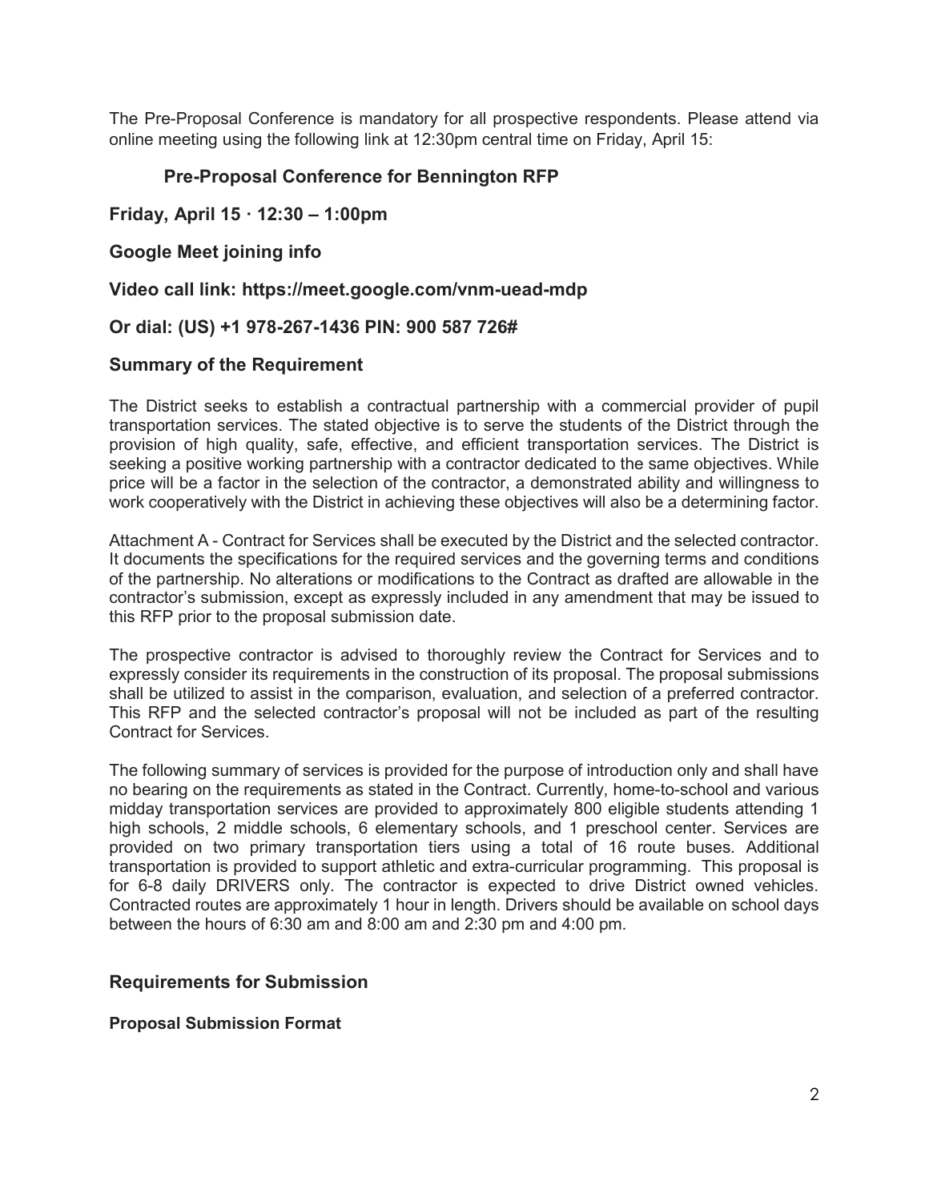The Pre-Proposal Conference is mandatory for all prospective respondents. Please attend via online meeting using the following link at 12:30pm central time on Friday, April 15:

**Pre-Proposal Conference for Bennington RFP**

**Friday, April 15 · 12:30 – 1:00pm**

**Google Meet joining info**

**Video call link: https://meet.google.com/vnm-uead-mdp**

**Or dial: (US) +1 978-267-1436 PIN: 900 587 726#**

## Summary of the Requirement

The District seeks to establish a contractual partnership with a commercial provider of pupil transportation services. The stated objective is to serve the students of the District through the provision of high quality, safe, effective, and efficient transportation services. The District is seeking a positive working partnership with a contractor dedicated to the same objectives. While price will be a factor in the selection of the contractor, a demonstrated ability and willingness to work cooperatively with the District in achieving these objectives will also be a determining factor.

Attachment A - Contract for Services shall be executed by the District and the selected contractor. It documents the specifications for the required services and the governing terms and conditions of the partnership. No alterations or modifications to the Contract as drafted are allowable in the contractor's submission, except as expressly included in any amendment that may be issued to this RFP prior to the proposal submission date.

The prospective contractor is advised to thoroughly review the Contract for Services and to expressly consider its requirements in the construction of its proposal. The proposal submissions shall be utilized to assist in the comparison, evaluation, and selection of a preferred contractor. This RFP and the selected contractor's proposal will not be included as part of the resulting Contract for Services.

The following summary of services is provided for the purpose of introduction only and shall have no bearing on the requirements as stated in the Contract. Currently, home-to-school and various midday transportation services are provided to approximately 800 eligible students attending 1 high schools, 2 middle schools, 6 elementary schools, and 1 preschool center. Services are provided on two primary transportation tiers using a total of 16 route buses. Additional transportation is provided to support athletic and extra-curricular programming. This proposal is for 6-8 daily DRIVERS only. The contractor is expected to drive District owned vehicles. Contracted routes are approximately 1 hour in length. Drivers should be available on school days between the hours of 6:30 am and 8:00 am and 2:30 pm and 4:00 pm.

## Requirements for Submission

### Proposal Submission Format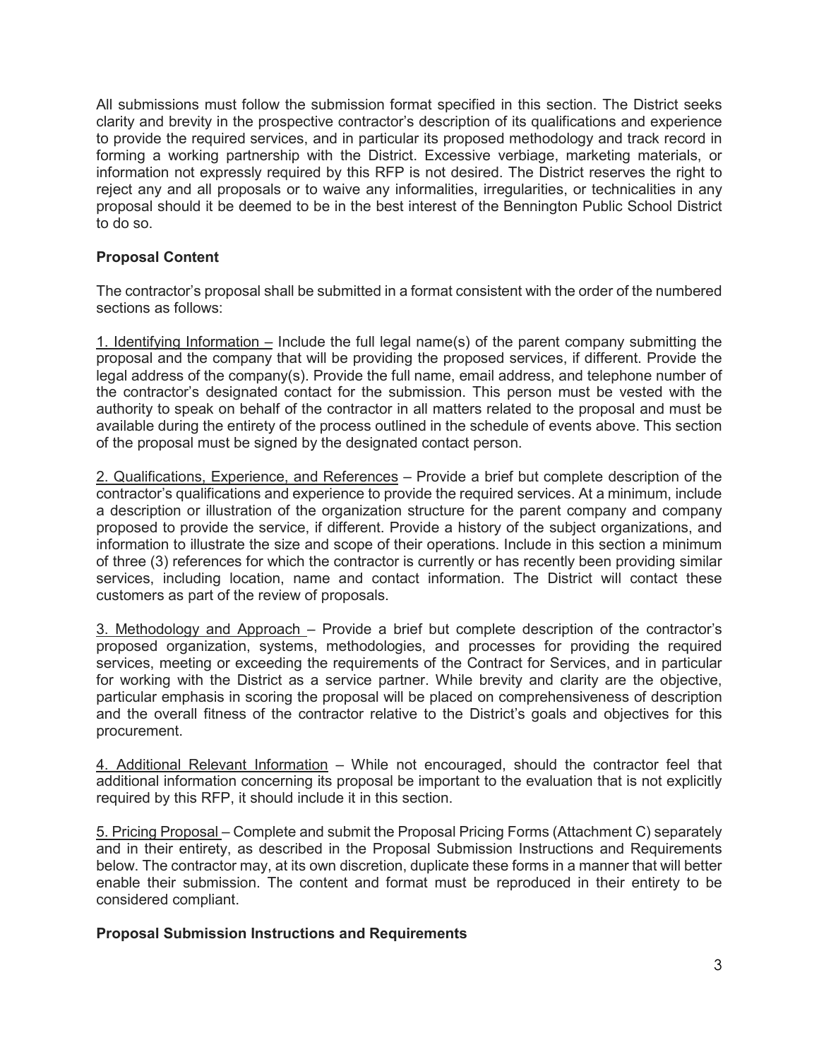All submissions must follow the submission format specified in this section. The District seeks clarity and brevity in the prospective contractor's description of its qualifications and experience to provide the required services, and in particular its proposed methodology and track record in forming a working partnership with the District. Excessive verbiage, marketing materials, or information not expressly required by this RFP is not desired. The District reserves the right to reject any and all proposals or to waive any informalities, irregularities, or technicalities in any proposal should it be deemed to be in the best interest of the Bennington Public School District to do so.

**Proposal Content**

The contractor's proposal shall be submitted in a format consistent with the order of the numbered sections as follows:

1. Identifying Information – Include the full legal name(s) of the parent company submitting the proposal and the company that will be providing the proposed services, if different. Provide the legal address of the company(s). Provide the full name, email address, and telephone number of the contractor's designated contact for the submission. This person must be vested with the authority to speak on behalf of the contractor in all matters related to the proposal and must be available during the entirety of the process outlined in the schedule of events above. This section of the proposal must be signed by the designated contact person.

2. Qualifications, Experience, and References – Provide a brief but complete description of the contractor's qualifications and experience to provide the required services. At a minimum, include a description or illustration of the organization structure for the parent company and company proposed to provide the service, if different. Provide a history of the subject organizations, and information to illustrate the size and scope of their operations. Include in this section a minimum of three (3) references for which the contractor is currently or has recently been providing similar services, including location, name and contact information. The District will contact these customers as part of the review of proposals.

3. Methodology and Approach – Provide a brief but complete description of the contractor's proposed organization, systems, methodologies, and processes for providing the required services, meeting or exceeding the requirements of the Contract for Services, and in particular for working with the District as a service partner. While brevity and clarity are the objective, particular emphasis in scoring the proposal will be placed on comprehensiveness of description and the overall fitness of the contractor relative to the District's goals and objectives for this procurement.

4. Additional Relevant Information – While not encouraged, should the contractor feel that additional information concerning its proposal be important to the evaluation that is not explicitly required by this RFP, it should include it in this section.

5. Pricing Proposal – Complete and submit the Proposal Pricing Forms (Attachment C) separately and in their entirety, as described in the Proposal Submission Instructions and Requirements below. The contractor may, at its own discretion, duplicate these forms in a manner that will better enable their submission. The content and format must be reproduced in their entirety to be considered compliant.

**Proposal Submission Instructions and Requirements**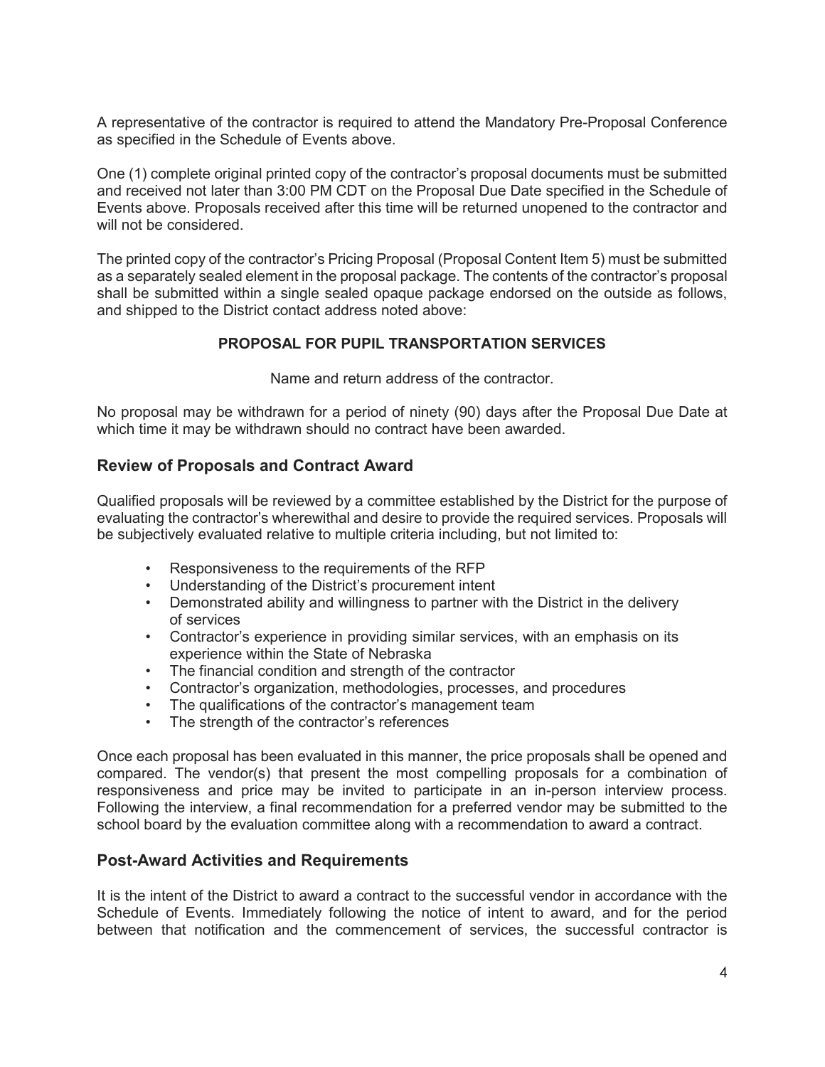A representative of the contractor is required to attend the Mandatory Pre-Proposal Conference as specified in the Schedule of Events above.

One (1) complete original printed copy of the contractor's proposal documents must be submitted and received not later than 3:00 PM CDT on the Proposal Due Date specified in the Schedule of Events above. Proposals received after this time will be returned unopened to the contractor and will not be considered.

The printed copy of the contractor's Pricing Proposal (Proposal Content Item 5) must be submitted as a separately sealed element in the proposal package. The contents of the contractor's proposal shall be submitted within a single sealed opaque package endorsed on the outside as follows, and shipped to the District contact address noted above:

**PROPOSAL FOR PUPIL TRANSPORTATION SERVICES**

Name and return address of the contractor.

No proposal may be withdrawn for a period of ninety (90) days after the Proposal Due Date at which time it may be withdrawn should no contract have been awarded.

## Review of Proposals and Contract Award

Qualified proposals will be reviewed by a committee established by the District for the purpose of evaluating the contractor's wherewithal and desire to provide the required services. Proposals will be subjectively evaluated relative to multiple criteria including, but not limited to:

- Responsiveness to the requirements of the RFP
- Understanding of the District's procurement intent
- Demonstrated ability and willingness to partner with the District in the delivery of services
- Contractor's experience in providing similar services, with an emphasis on its experience within the State of Nebraska
- The financial condition and strength of the contractor
- Contractor's organization, methodologies, processes, and procedures
- The qualifications of the contractor's management team
- The strength of the contractor's references

Once each proposal has been evaluated in this manner, the price proposals shall be opened and compared. The vendor(s) that present the most compelling proposals for a combination of responsiveness and price may be invited to participate in an in-person interview process. Following the interview, a final recommendation for a preferred vendor may be submitted to the school board by the evaluation committee along with a recommendation to award a contract.

## Post-Award Activities and Requirements

It is the intent of the District to award a contract to the successful vendor in accordance with the Schedule of Events. Immediately following the notice of intent to award, and for the period between that notification and the commencement of services, the successful contractor is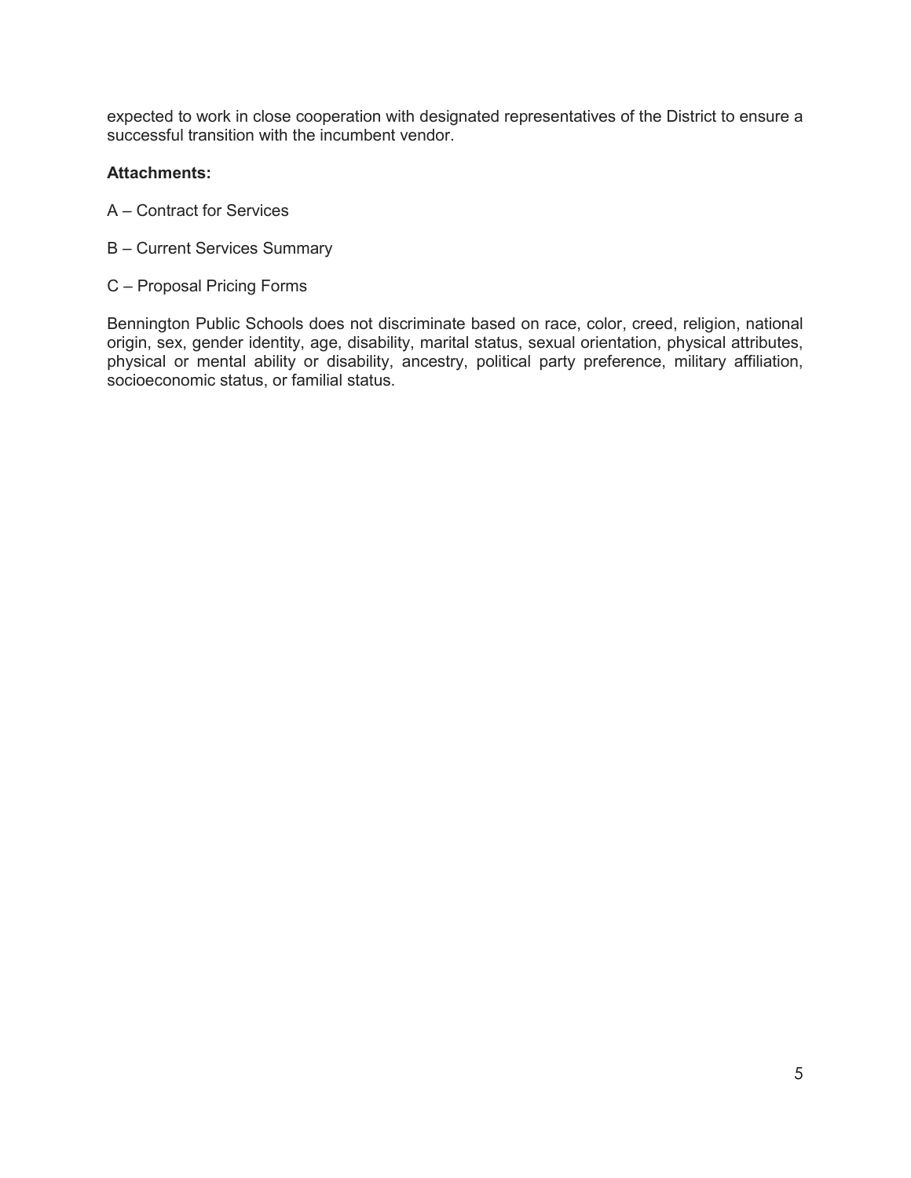expected to work in close cooperation with designated representatives of the District to ensure a successful transition with the incumbent vendor.

**Attachments:**

A – Contract for Services

B – Current Services Summary

C – Proposal Pricing Forms

Bennington Public Schools does not discriminate based on race, color, creed, religion, national origin, sex, gender identity, age, disability, marital status, sexual orientation, physical attributes, physical or mental ability or disability, ancestry, political party preference, military affiliation, socioeconomic status, or familial status.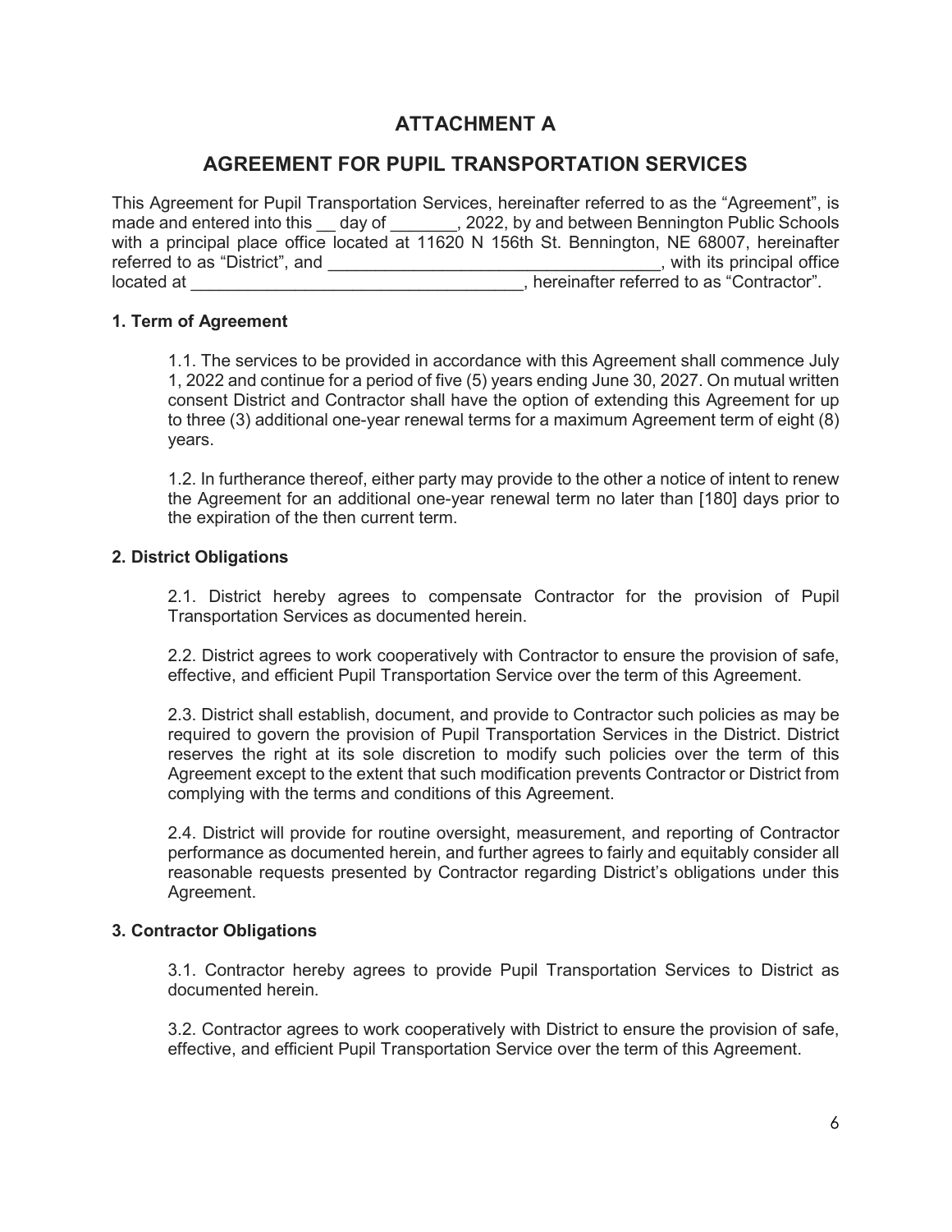# ATTACHMENT A

## AGREEMENT FOR PUPIL TRANSPORTATION SERVICES

This Agreement for Pupil Transportation Services, hereinafter referred to as the "Agreement", is made and entered into this __ day of _______, 2022, by and between Bennington Public Schools with a principal place office located at 11620 N 156th St. Bennington, NE 68007, hereinafter referred to as "District", and ___________________________________, with its principal office located at ___________________________________, hereinafter referred to as "Contractor".

**1. Term of Agreement**

1.1. The services to be provided in accordance with this Agreement shall commence July 1, 2022 and continue for a period of five (5) years ending June 30, 2027. On mutual written consent District and Contractor shall have the option of extending this Agreement for up to three (3) additional one-year renewal terms for a maximum Agreement term of eight (8) years.

1.2. In furtherance thereof, either party may provide to the other a notice of intent to renew the Agreement for an additional one-year renewal term no later than [180] days prior to the expiration of the then current term.

**2. District Obligations**

2.1. District hereby agrees to compensate Contractor for the provision of Pupil Transportation Services as documented herein.

2.2. District agrees to work cooperatively with Contractor to ensure the provision of safe, effective, and efficient Pupil Transportation Service over the term of this Agreement.

2.3. District shall establish, document, and provide to Contractor such policies as may be required to govern the provision of Pupil Transportation Services in the District. District reserves the right at its sole discretion to modify such policies over the term of this Agreement except to the extent that such modification prevents Contractor or District from complying with the terms and conditions of this Agreement.

2.4. District will provide for routine oversight, measurement, and reporting of Contractor performance as documented herein, and further agrees to fairly and equitably consider all reasonable requests presented by Contractor regarding District's obligations under this Agreement.

**3. Contractor Obligations**

3.1. Contractor hereby agrees to provide Pupil Transportation Services to District as documented herein.

3.2. Contractor agrees to work cooperatively with District to ensure the provision of safe, effective, and efficient Pupil Transportation Service over the term of this Agreement.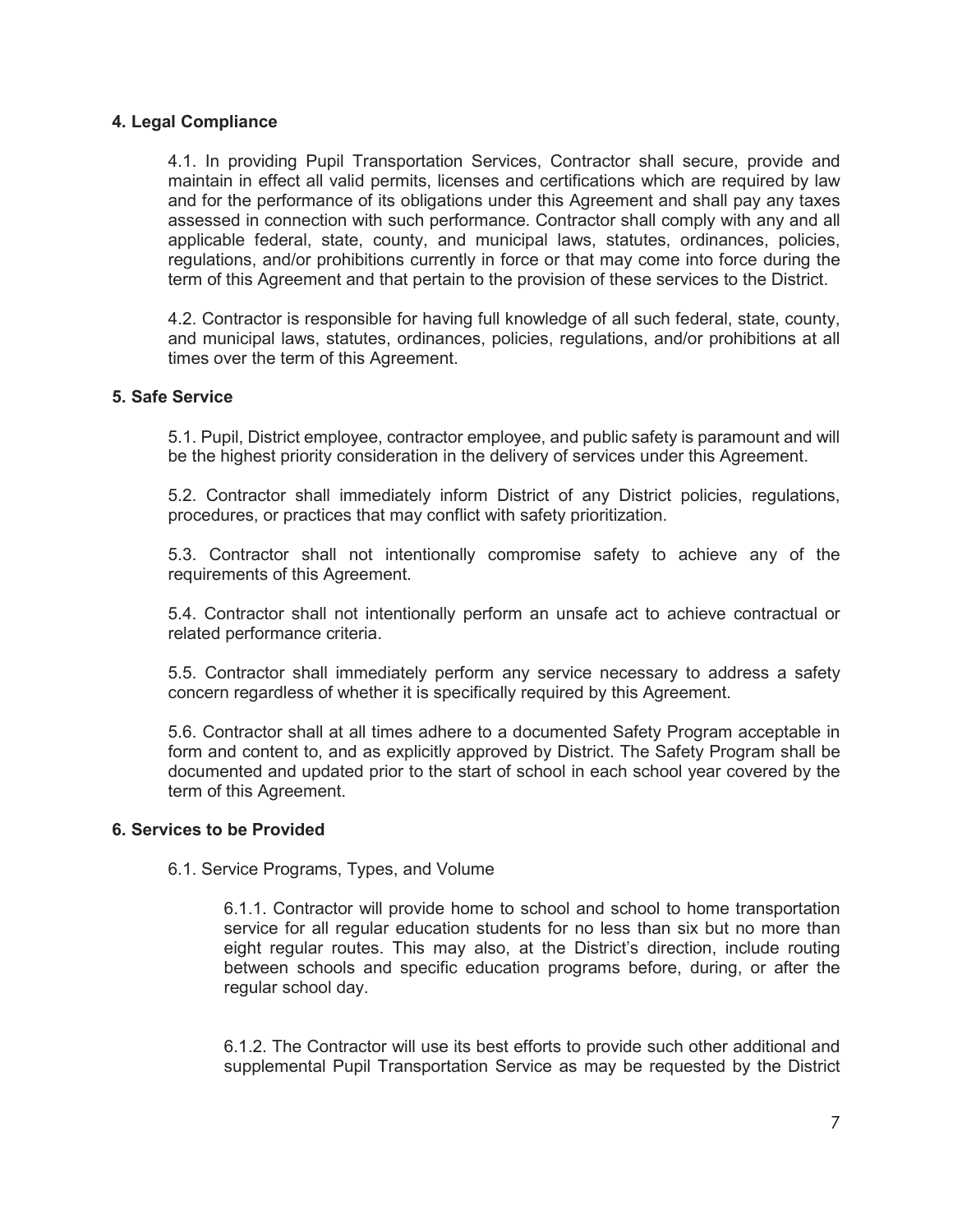### 4. Legal Compliance

4.1. In providing Pupil Transportation Services, Contractor shall secure, provide and maintain in effect all valid permits, licenses and certifications which are required by law and for the performance of its obligations under this Agreement and shall pay any taxes assessed in connection with such performance. Contractor shall comply with any and all applicable federal, state, county, and municipal laws, statutes, ordinances, policies, regulations, and/or prohibitions currently in force or that may come into force during the term of this Agreement and that pertain to the provision of these services to the District.

4.2. Contractor is responsible for having full knowledge of all such federal, state, county, and municipal laws, statutes, ordinances, policies, regulations, and/or prohibitions at all times over the term of this Agreement.

### 5. Safe Service

5.1. Pupil, District employee, contractor employee, and public safety is paramount and will be the highest priority consideration in the delivery of services under this Agreement.

5.2. Contractor shall immediately inform District of any District policies, regulations, procedures, or practices that may conflict with safety prioritization.

5.3. Contractor shall not intentionally compromise safety to achieve any of the requirements of this Agreement.

5.4. Contractor shall not intentionally perform an unsafe act to achieve contractual or related performance criteria.

5.5. Contractor shall immediately perform any service necessary to address a safety concern regardless of whether it is specifically required by this Agreement.

5.6. Contractor shall at all times adhere to a documented Safety Program acceptable in form and content to, and as explicitly approved by District. The Safety Program shall be documented and updated prior to the start of school in each school year covered by the term of this Agreement.

### 6. Services to be Provided

6.1. Service Programs, Types, and Volume

6.1.1. Contractor will provide home to school and school to home transportation service for all regular education students for no less than six but no more than eight regular routes. This may also, at the District's direction, include routing between schools and specific education programs before, during, or after the regular school day.

6.1.2. The Contractor will use its best efforts to provide such other additional and supplemental Pupil Transportation Service as may be requested by the District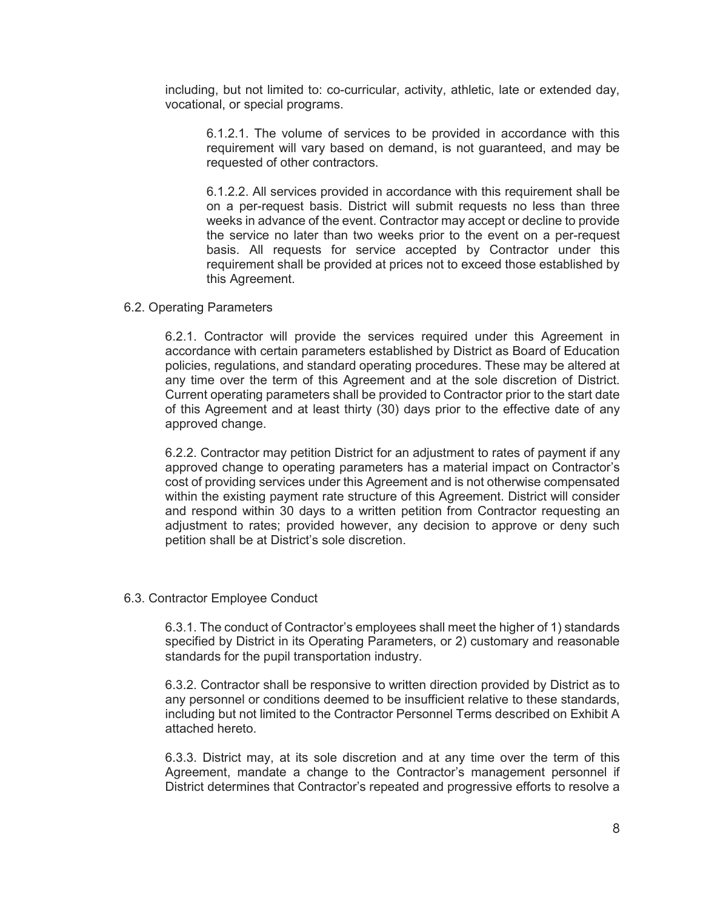including, but not limited to: co-curricular, activity, athletic, late or extended day, vocational, or special programs.

6.1.2.1. The volume of services to be provided in accordance with this requirement will vary based on demand, is not guaranteed, and may be requested of other contractors.

6.1.2.2. All services provided in accordance with this requirement shall be on a per-request basis. District will submit requests no less than three weeks in advance of the event. Contractor may accept or decline to provide the service no later than two weeks prior to the event on a per-request basis. All requests for service accepted by Contractor under this requirement shall be provided at prices not to exceed those established by this Agreement.

6.2. Operating Parameters

6.2.1. Contractor will provide the services required under this Agreement in accordance with certain parameters established by District as Board of Education policies, regulations, and standard operating procedures. These may be altered at any time over the term of this Agreement and at the sole discretion of District. Current operating parameters shall be provided to Contractor prior to the start date of this Agreement and at least thirty (30) days prior to the effective date of any approved change.

6.2.2. Contractor may petition District for an adjustment to rates of payment if any approved change to operating parameters has a material impact on Contractor's cost of providing services under this Agreement and is not otherwise compensated within the existing payment rate structure of this Agreement. District will consider and respond within 30 days to a written petition from Contractor requesting an adjustment to rates; provided however, any decision to approve or deny such petition shall be at District's sole discretion.

6.3. Contractor Employee Conduct

6.3.1. The conduct of Contractor's employees shall meet the higher of 1) standards specified by District in its Operating Parameters, or 2) customary and reasonable standards for the pupil transportation industry.

6.3.2. Contractor shall be responsive to written direction provided by District as to any personnel or conditions deemed to be insufficient relative to these standards, including but not limited to the Contractor Personnel Terms described on Exhibit A attached hereto.

6.3.3. District may, at its sole discretion and at any time over the term of this Agreement, mandate a change to the Contractor's management personnel if District determines that Contractor's repeated and progressive efforts to resolve a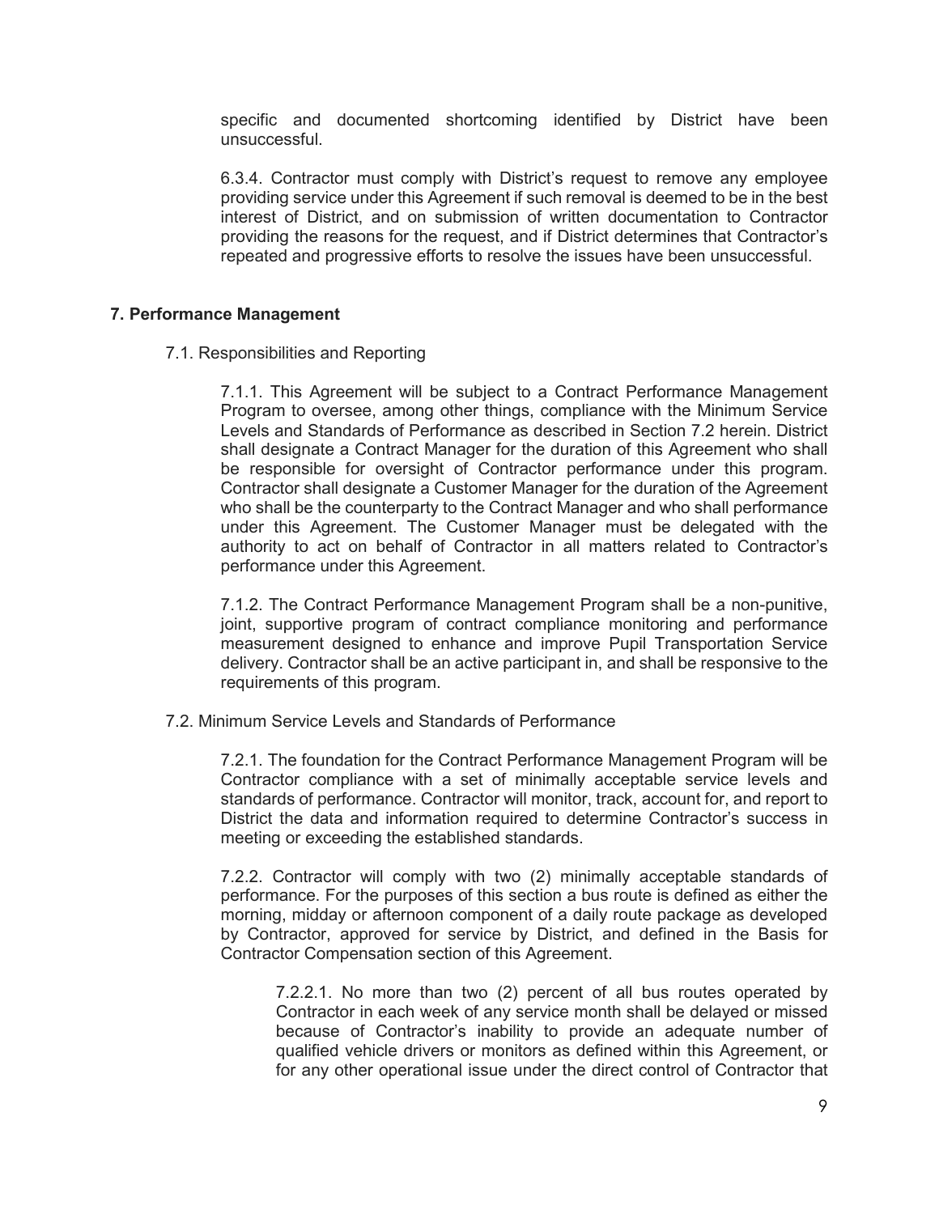specific and documented shortcoming identified by District have been unsuccessful.

6.3.4. Contractor must comply with District's request to remove any employee providing service under this Agreement if such removal is deemed to be in the best interest of District, and on submission of written documentation to Contractor providing the reasons for the request, and if District determines that Contractor's repeated and progressive efforts to resolve the issues have been unsuccessful.

## 7. Performance Management

### 7.1. Responsibilities and Reporting

7.1.1. This Agreement will be subject to a Contract Performance Management Program to oversee, among other things, compliance with the Minimum Service Levels and Standards of Performance as described in Section 7.2 herein. District shall designate a Contract Manager for the duration of this Agreement who shall be responsible for oversight of Contractor performance under this program. Contractor shall designate a Customer Manager for the duration of the Agreement who shall be the counterparty to the Contract Manager and who shall performance under this Agreement. The Customer Manager must be delegated with the authority to act on behalf of Contractor in all matters related to Contractor's performance under this Agreement.

7.1.2. The Contract Performance Management Program shall be a non-punitive, joint, supportive program of contract compliance monitoring and performance measurement designed to enhance and improve Pupil Transportation Service delivery. Contractor shall be an active participant in, and shall be responsive to the requirements of this program.

### 7.2. Minimum Service Levels and Standards of Performance

7.2.1. The foundation for the Contract Performance Management Program will be Contractor compliance with a set of minimally acceptable service levels and standards of performance. Contractor will monitor, track, account for, and report to District the data and information required to determine Contractor's success in meeting or exceeding the established standards.

7.2.2. Contractor will comply with two (2) minimally acceptable standards of performance. For the purposes of this section a bus route is defined as either the morning, midday or afternoon component of a daily route package as developed by Contractor, approved for service by District, and defined in the Basis for Contractor Compensation section of this Agreement.

7.2.2.1. No more than two (2) percent of all bus routes operated by Contractor in each week of any service month shall be delayed or missed because of Contractor's inability to provide an adequate number of qualified vehicle drivers or monitors as defined within this Agreement, or for any other operational issue under the direct control of Contractor that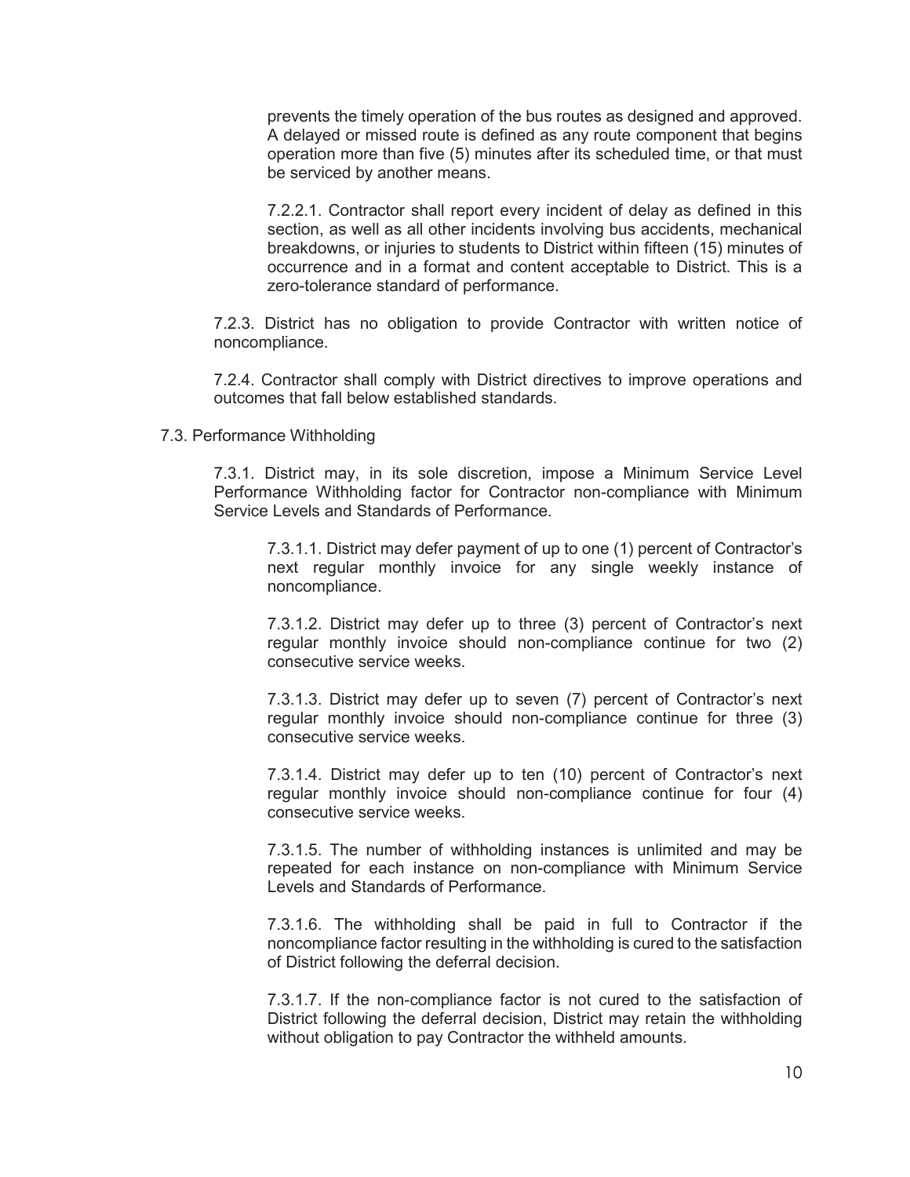prevents the timely operation of the bus routes as designed and approved. A delayed or missed route is defined as any route component that begins operation more than five (5) minutes after its scheduled time, or that must be serviced by another means.

7.2.2.1. Contractor shall report every incident of delay as defined in this section, as well as all other incidents involving bus accidents, mechanical breakdowns, or injuries to students to District within fifteen (15) minutes of occurrence and in a format and content acceptable to District. This is a zero-tolerance standard of performance.

7.2.3. District has no obligation to provide Contractor with written notice of noncompliance.

7.2.4. Contractor shall comply with District directives to improve operations and outcomes that fall below established standards.

7.3. Performance Withholding

7.3.1. District may, in its sole discretion, impose a Minimum Service Level Performance Withholding factor for Contractor non-compliance with Minimum Service Levels and Standards of Performance.

7.3.1.1. District may defer payment of up to one (1) percent of Contractor's next regular monthly invoice for any single weekly instance of noncompliance.

7.3.1.2. District may defer up to three (3) percent of Contractor's next regular monthly invoice should non-compliance continue for two (2) consecutive service weeks.

7.3.1.3. District may defer up to seven (7) percent of Contractor's next regular monthly invoice should non-compliance continue for three (3) consecutive service weeks.

7.3.1.4. District may defer up to ten (10) percent of Contractor's next regular monthly invoice should non-compliance continue for four (4) consecutive service weeks.

7.3.1.5. The number of withholding instances is unlimited and may be repeated for each instance on non-compliance with Minimum Service Levels and Standards of Performance.

7.3.1.6. The withholding shall be paid in full to Contractor if the noncompliance factor resulting in the withholding is cured to the satisfaction of District following the deferral decision.

7.3.1.7. If the non-compliance factor is not cured to the satisfaction of District following the deferral decision, District may retain the withholding without obligation to pay Contractor the withheld amounts.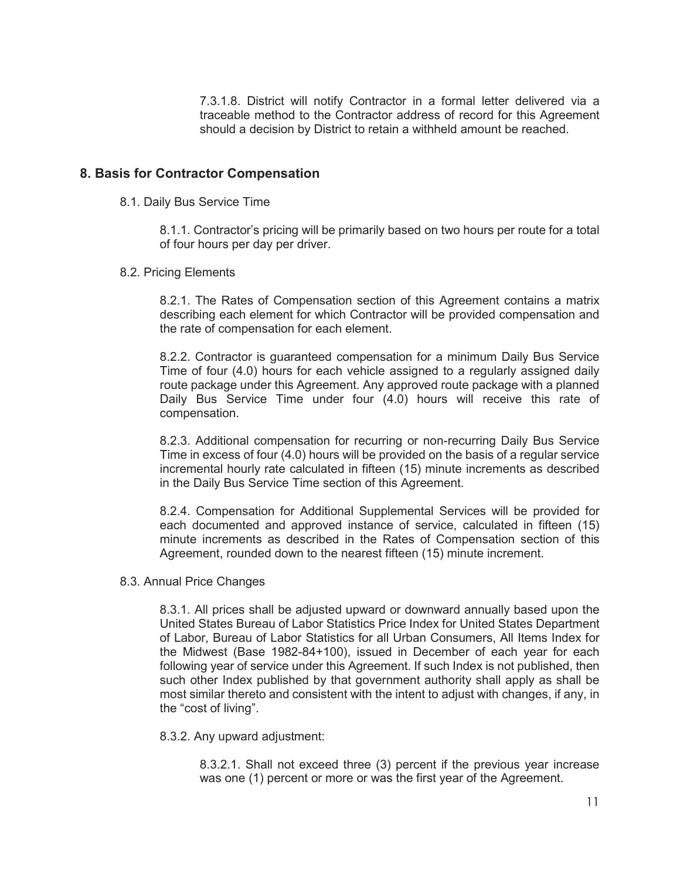7.3.1.8. District will notify Contractor in a formal letter delivered via a traceable method to the Contractor address of record for this Agreement should a decision by District to retain a withheld amount be reached.

## 8. Basis for Contractor Compensation

8.1. Daily Bus Service Time

8.1.1. Contractor's pricing will be primarily based on two hours per route for a total of four hours per day per driver.

8.2. Pricing Elements

8.2.1. The Rates of Compensation section of this Agreement contains a matrix describing each element for which Contractor will be provided compensation and the rate of compensation for each element.

8.2.2. Contractor is guaranteed compensation for a minimum Daily Bus Service Time of four (4.0) hours for each vehicle assigned to a regularly assigned daily route package under this Agreement. Any approved route package with a planned Daily Bus Service Time under four (4.0) hours will receive this rate of compensation.

8.2.3. Additional compensation for recurring or non-recurring Daily Bus Service Time in excess of four (4.0) hours will be provided on the basis of a regular service incremental hourly rate calculated in fifteen (15) minute increments as described in the Daily Bus Service Time section of this Agreement.

8.2.4. Compensation for Additional Supplemental Services will be provided for each documented and approved instance of service, calculated in fifteen (15) minute increments as described in the Rates of Compensation section of this Agreement, rounded down to the nearest fifteen (15) minute increment.

8.3. Annual Price Changes

8.3.1. All prices shall be adjusted upward or downward annually based upon the United States Bureau of Labor Statistics Price Index for United States Department of Labor, Bureau of Labor Statistics for all Urban Consumers, All Items Index for the Midwest (Base 1982-84+100), issued in December of each year for each following year of service under this Agreement. If such Index is not published, then such other Index published by that government authority shall apply as shall be most similar thereto and consistent with the intent to adjust with changes, if any, in the "cost of living".

8.3.2. Any upward adjustment:

8.3.2.1. Shall not exceed three (3) percent if the previous year increase was one (1) percent or more or was the first year of the Agreement.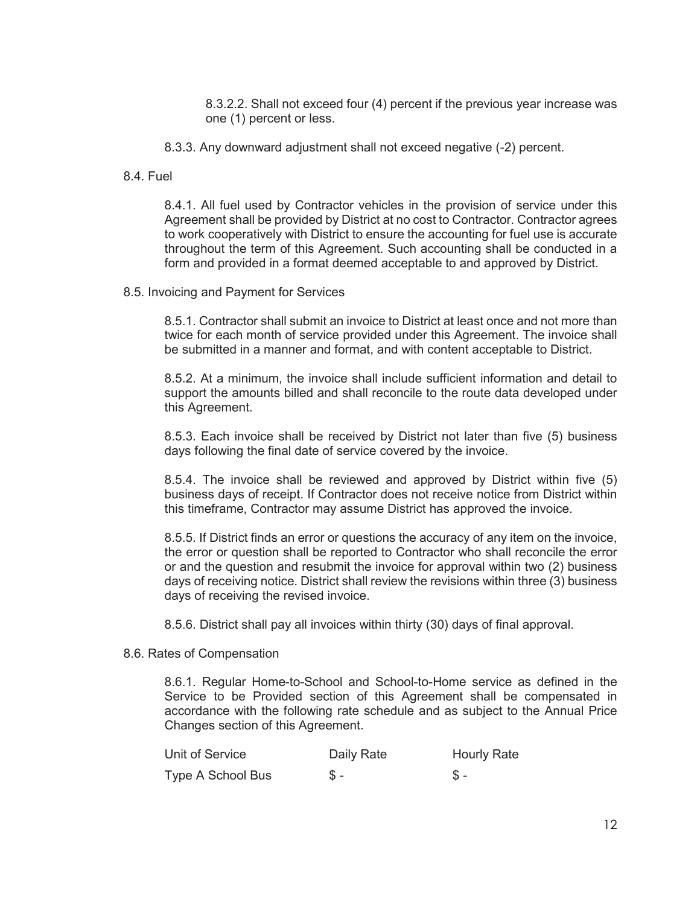8.3.2.2. Shall not exceed four (4) percent if the previous year increase was one (1) percent or less.

8.3.3. Any downward adjustment shall not exceed negative (-2) percent.

8.4. Fuel

8.4.1. All fuel used by Contractor vehicles in the provision of service under this Agreement shall be provided by District at no cost to Contractor. Contractor agrees to work cooperatively with District to ensure the accounting for fuel use is accurate throughout the term of this Agreement. Such accounting shall be conducted in a form and provided in a format deemed acceptable to and approved by District.

8.5. Invoicing and Payment for Services

8.5.1. Contractor shall submit an invoice to District at least once and not more than twice for each month of service provided under this Agreement. The invoice shall be submitted in a manner and format, and with content acceptable to District.

8.5.2. At a minimum, the invoice shall include sufficient information and detail to support the amounts billed and shall reconcile to the route data developed under this Agreement.

8.5.3. Each invoice shall be received by District not later than five (5) business days following the final date of service covered by the invoice.

8.5.4. The invoice shall be reviewed and approved by District within five (5) business days of receipt. If Contractor does not receive notice from District within this timeframe, Contractor may assume District has approved the invoice.

8.5.5. If District finds an error or questions the accuracy of any item on the invoice, the error or question shall be reported to Contractor who shall reconcile the error or and the question and resubmit the invoice for approval within two (2) business days of receiving notice. District shall review the revisions within three (3) business days of receiving the revised invoice.

8.5.6. District shall pay all invoices within thirty (30) days of final approval.

8.6. Rates of Compensation

8.6.1. Regular Home-to-School and School-to-Home service as defined in the Service to be Provided section of this Agreement shall be compensated in accordance with the following rate schedule and as subject to the Annual Price Changes section of this Agreement.

| Unit of Service | Daily Rate | Hourly Rate |
|---|---|---|
| Type A School Bus | $ - | $ - |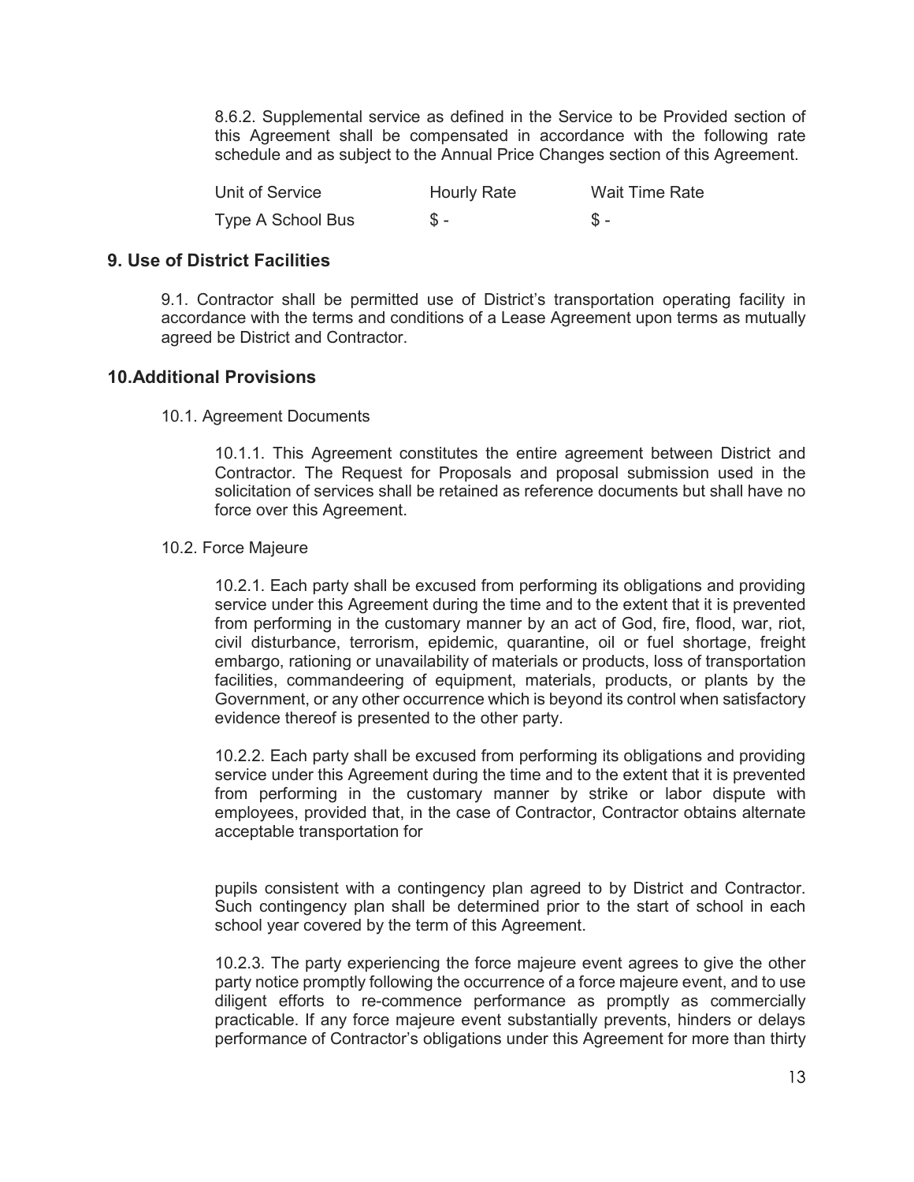8.6.2. Supplemental service as defined in the Service to be Provided section of this Agreement shall be compensated in accordance with the following rate schedule and as subject to the Annual Price Changes section of this Agreement.

| Unit of Service | Hourly Rate | Wait Time Rate |
|---|---|---|
| Type A School Bus | $ - | $ - |

## 9. Use of District Facilities

9.1. Contractor shall be permitted use of District's transportation operating facility in accordance with the terms and conditions of a Lease Agreement upon terms as mutually agreed be District and Contractor.

## 10.Additional Provisions

10.1. Agreement Documents

10.1.1. This Agreement constitutes the entire agreement between District and Contractor. The Request for Proposals and proposal submission used in the solicitation of services shall be retained as reference documents but shall have no force over this Agreement.

10.2. Force Majeure

10.2.1. Each party shall be excused from performing its obligations and providing service under this Agreement during the time and to the extent that it is prevented from performing in the customary manner by an act of God, fire, flood, war, riot, civil disturbance, terrorism, epidemic, quarantine, oil or fuel shortage, freight embargo, rationing or unavailability of materials or products, loss of transportation facilities, commandeering of equipment, materials, products, or plants by the Government, or any other occurrence which is beyond its control when satisfactory evidence thereof is presented to the other party.

10.2.2. Each party shall be excused from performing its obligations and providing service under this Agreement during the time and to the extent that it is prevented from performing in the customary manner by strike or labor dispute with employees, provided that, in the case of Contractor, Contractor obtains alternate acceptable transportation for pupils consistent with a contingency plan agreed to by District and Contractor. Such contingency plan shall be determined prior to the start of school in each school year covered by the term of this Agreement.

10.2.3. The party experiencing the force majeure event agrees to give the other party notice promptly following the occurrence of a force majeure event, and to use diligent efforts to re-commence performance as promptly as commercially practicable. If any force majeure event substantially prevents, hinders or delays performance of Contractor's obligations under this Agreement for more than thirty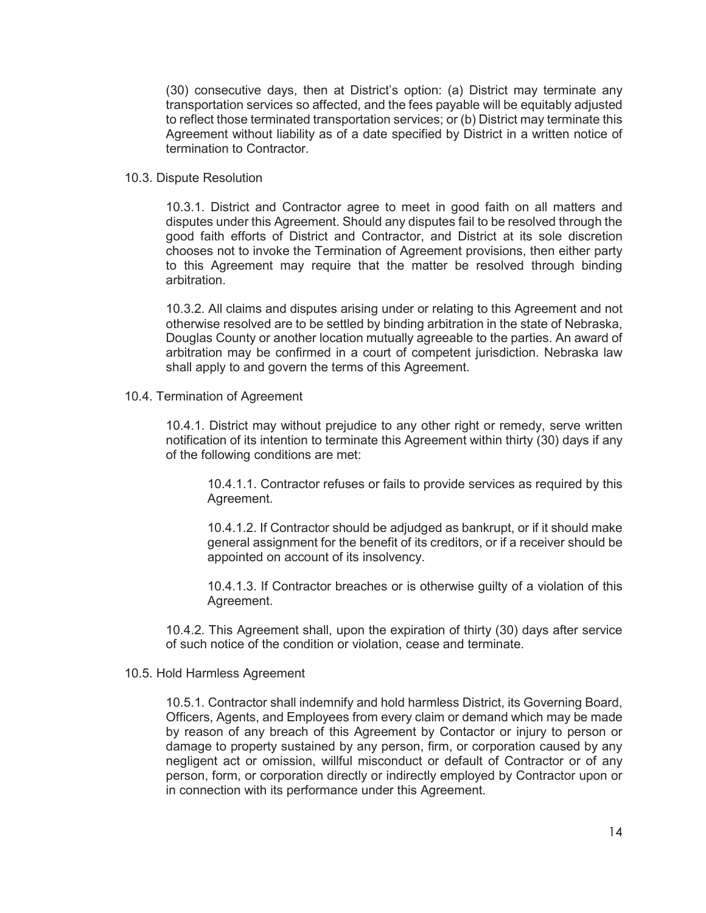(30) consecutive days, then at District's option: (a) District may terminate any transportation services so affected, and the fees payable will be equitably adjusted to reflect those terminated transportation services; or (b) District may terminate this Agreement without liability as of a date specified by District in a written notice of termination to Contractor.

10.3. Dispute Resolution

10.3.1. District and Contractor agree to meet in good faith on all matters and disputes under this Agreement. Should any disputes fail to be resolved through the good faith efforts of District and Contractor, and District at its sole discretion chooses not to invoke the Termination of Agreement provisions, then either party to this Agreement may require that the matter be resolved through binding arbitration.

10.3.2. All claims and disputes arising under or relating to this Agreement and not otherwise resolved are to be settled by binding arbitration in the state of Nebraska, Douglas County or another location mutually agreeable to the parties. An award of arbitration may be confirmed in a court of competent jurisdiction. Nebraska law shall apply to and govern the terms of this Agreement.

10.4. Termination of Agreement

10.4.1. District may without prejudice to any other right or remedy, serve written notification of its intention to terminate this Agreement within thirty (30) days if any of the following conditions are met:

10.4.1.1. Contractor refuses or fails to provide services as required by this Agreement.

10.4.1.2. If Contractor should be adjudged as bankrupt, or if it should make general assignment for the benefit of its creditors, or if a receiver should be appointed on account of its insolvency.

10.4.1.3. If Contractor breaches or is otherwise guilty of a violation of this Agreement.

10.4.2. This Agreement shall, upon the expiration of thirty (30) days after service of such notice of the condition or violation, cease and terminate.

10.5. Hold Harmless Agreement

10.5.1. Contractor shall indemnify and hold harmless District, its Governing Board, Officers, Agents, and Employees from every claim or demand which may be made by reason of any breach of this Agreement by Contactor or injury to person or damage to property sustained by any person, firm, or corporation caused by any negligent act or omission, willful misconduct or default of Contractor or of any person, form, or corporation directly or indirectly employed by Contractor upon or in connection with its performance under this Agreement.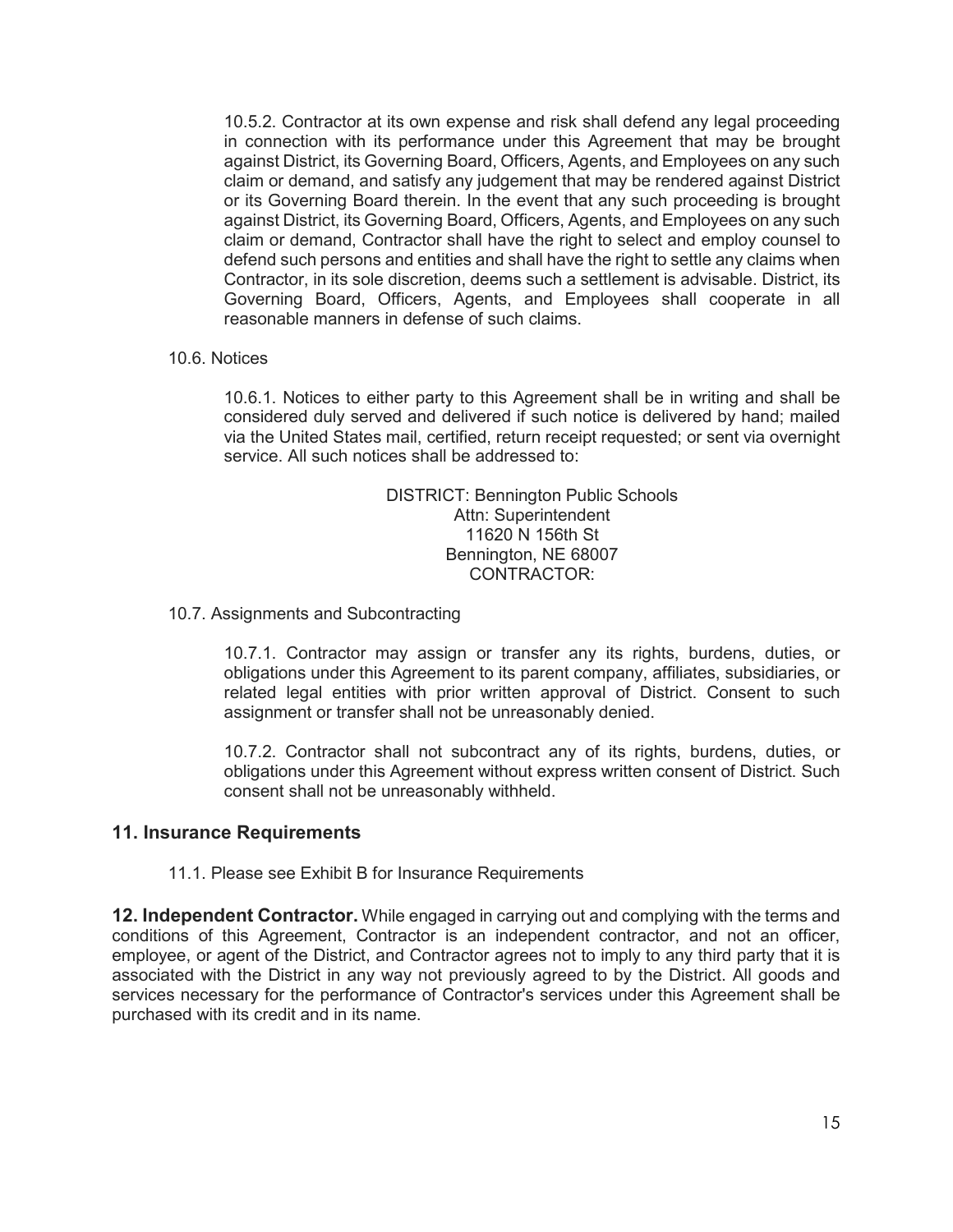10.5.2. Contractor at its own expense and risk shall defend any legal proceeding in connection with its performance under this Agreement that may be brought against District, its Governing Board, Officers, Agents, and Employees on any such claim or demand, and satisfy any judgement that may be rendered against District or its Governing Board therein. In the event that any such proceeding is brought against District, its Governing Board, Officers, Agents, and Employees on any such claim or demand, Contractor shall have the right to select and employ counsel to defend such persons and entities and shall have the right to settle any claims when Contractor, in its sole discretion, deems such a settlement is advisable. District, its Governing Board, Officers, Agents, and Employees shall cooperate in all reasonable manners in defense of such claims.

10.6. Notices

10.6.1. Notices to either party to this Agreement shall be in writing and shall be considered duly served and delivered if such notice is delivered by hand; mailed via the United States mail, certified, return receipt requested; or sent via overnight service. All such notices shall be addressed to:

DISTRICT: Bennington Public Schools
Attn: Superintendent
11620 N 156th St
Bennington, NE 68007
CONTRACTOR:

10.7. Assignments and Subcontracting

10.7.1. Contractor may assign or transfer any its rights, burdens, duties, or obligations under this Agreement to its parent company, affiliates, subsidiaries, or related legal entities with prior written approval of District. Consent to such assignment or transfer shall not be unreasonably denied.

10.7.2. Contractor shall not subcontract any of its rights, burdens, duties, or obligations under this Agreement without express written consent of District. Such consent shall not be unreasonably withheld.

## 11. Insurance Requirements

11.1. Please see Exhibit B for Insurance Requirements

**12. Independent Contractor.** While engaged in carrying out and complying with the terms and conditions of this Agreement, Contractor is an independent contractor, and not an officer, employee, or agent of the District, and Contractor agrees not to imply to any third party that it is associated with the District in any way not previously agreed to by the District. All goods and services necessary for the performance of Contractor's services under this Agreement shall be purchased with its credit and in its name.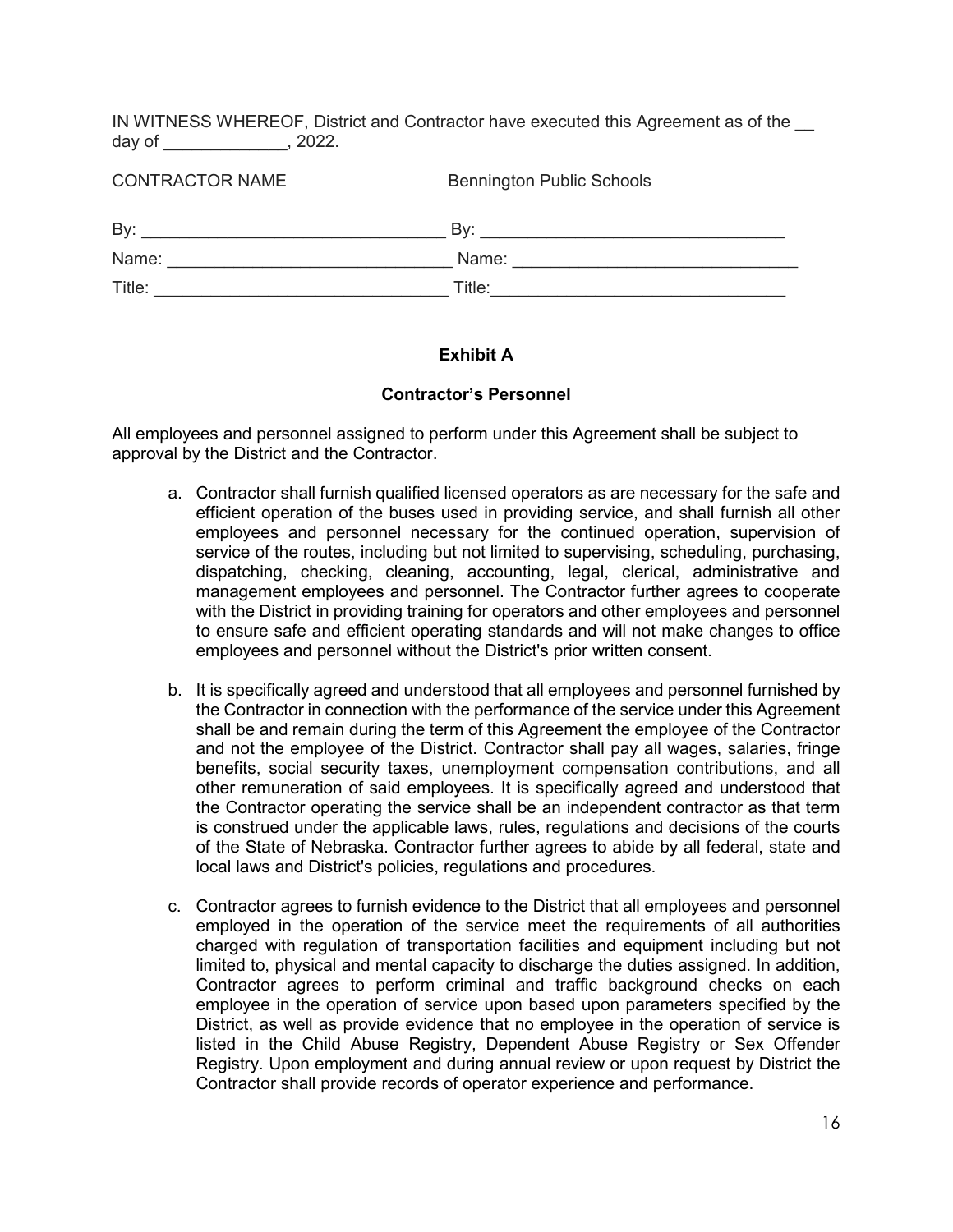IN WITNESS WHEREOF, District and Contractor have executed this Agreement as of the __ day of _____________, 2022.

| CONTRACTOR NAME | Bennington Public Schools |
|---|---|
| By: _______________________________ | By: _______________________________ |
| Name: _____________________________ | Name: _____________________________ |
| Title: ______________________________ | Title: ______________________________ |

## Exhibit A

### Contractor's Personnel

All employees and personnel assigned to perform under this Agreement shall be subject to approval by the District and the Contractor.

a. Contractor shall furnish qualified licensed operators as are necessary for the safe and efficient operation of the buses used in providing service, and shall furnish all other employees and personnel necessary for the continued operation, supervision of service of the routes, including but not limited to supervising, scheduling, purchasing, dispatching, checking, cleaning, accounting, legal, clerical, administrative and management employees and personnel. The Contractor further agrees to cooperate with the District in providing training for operators and other employees and personnel to ensure safe and efficient operating standards and will not make changes to office employees and personnel without the District's prior written consent.

b. It is specifically agreed and understood that all employees and personnel furnished by the Contractor in connection with the performance of the service under this Agreement shall be and remain during the term of this Agreement the employee of the Contractor and not the employee of the District. Contractor shall pay all wages, salaries, fringe benefits, social security taxes, unemployment compensation contributions, and all other remuneration of said employees. It is specifically agreed and understood that the Contractor operating the service shall be an independent contractor as that term is construed under the applicable laws, rules, regulations and decisions of the courts of the State of Nebraska. Contractor further agrees to abide by all federal, state and local laws and District's policies, regulations and procedures.

c. Contractor agrees to furnish evidence to the District that all employees and personnel employed in the operation of the service meet the requirements of all authorities charged with regulation of transportation facilities and equipment including but not limited to, physical and mental capacity to discharge the duties assigned. In addition, Contractor agrees to perform criminal and traffic background checks on each employee in the operation of service upon based upon parameters specified by the District, as well as provide evidence that no employee in the operation of service is listed in the Child Abuse Registry, Dependent Abuse Registry or Sex Offender Registry. Upon employment and during annual review or upon request by District the Contractor shall provide records of operator experience and performance.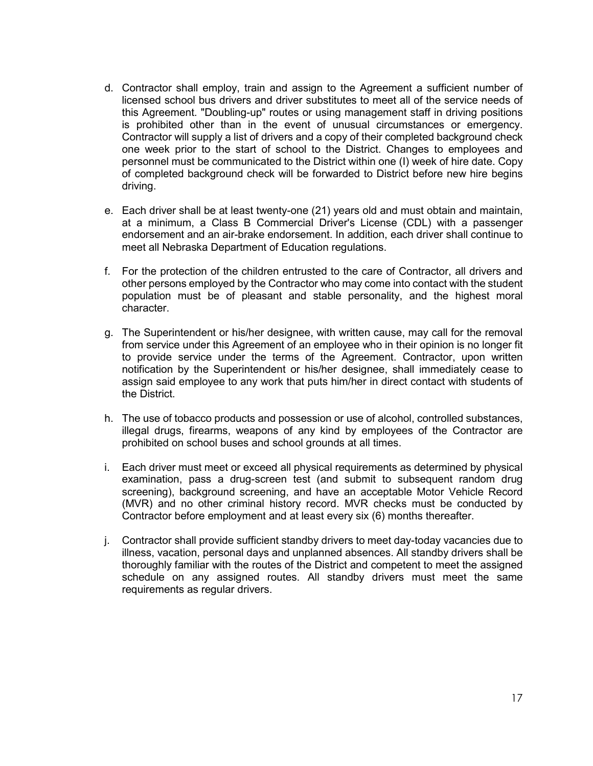d. Contractor shall employ, train and assign to the Agreement a sufficient number of licensed school bus drivers and driver substitutes to meet all of the service needs of this Agreement. "Doubling-up" routes or using management staff in driving positions is prohibited other than in the event of unusual circumstances or emergency. Contractor will supply a list of drivers and a copy of their completed background check one week prior to the start of school to the District. Changes to employees and personnel must be communicated to the District within one (I) week of hire date. Copy of completed background check will be forwarded to District before new hire begins driving.

e. Each driver shall be at least twenty-one (21) years old and must obtain and maintain, at a minimum, a Class B Commercial Driver's License (CDL) with a passenger endorsement and an air-brake endorsement. In addition, each driver shall continue to meet all Nebraska Department of Education regulations.

f. For the protection of the children entrusted to the care of Contractor, all drivers and other persons employed by the Contractor who may come into contact with the student population must be of pleasant and stable personality, and the highest moral character.

g. The Superintendent or his/her designee, with written cause, may call for the removal from service under this Agreement of an employee who in their opinion is no longer fit to provide service under the terms of the Agreement. Contractor, upon written notification by the Superintendent or his/her designee, shall immediately cease to assign said employee to any work that puts him/her in direct contact with students of the District.

h. The use of tobacco products and possession or use of alcohol, controlled substances, illegal drugs, firearms, weapons of any kind by employees of the Contractor are prohibited on school buses and school grounds at all times.

i. Each driver must meet or exceed all physical requirements as determined by physical examination, pass a drug-screen test (and submit to subsequent random drug screening), background screening, and have an acceptable Motor Vehicle Record (MVR) and no other criminal history record. MVR checks must be conducted by Contractor before employment and at least every six (6) months thereafter.

j. Contractor shall provide sufficient standby drivers to meet day-today vacancies due to illness, vacation, personal days and unplanned absences. All standby drivers shall be thoroughly familiar with the routes of the District and competent to meet the assigned schedule on any assigned routes. All standby drivers must meet the same requirements as regular drivers.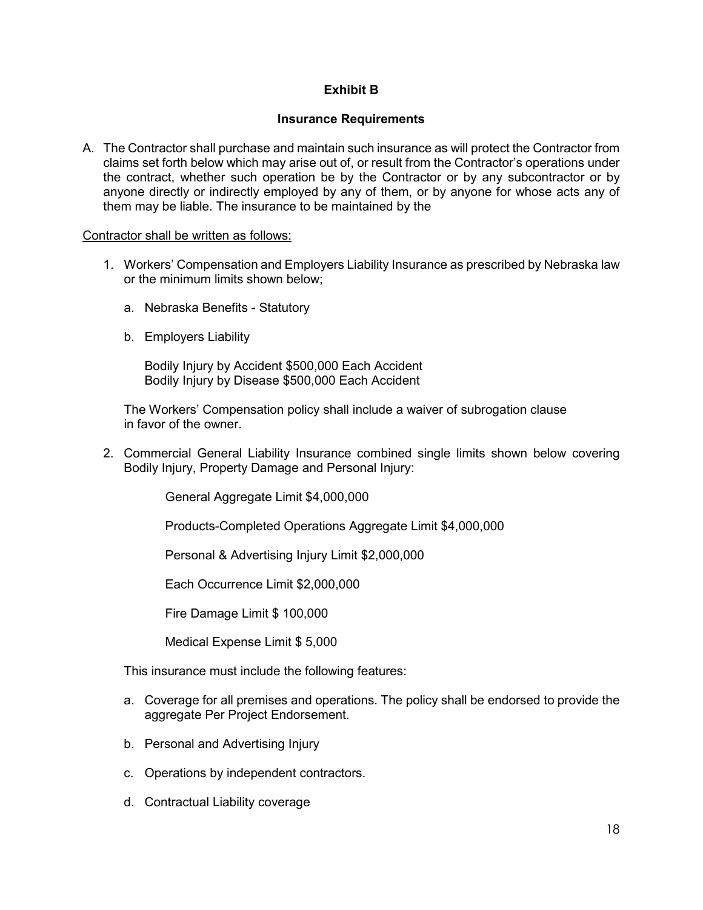**Exhibit B**

**Insurance Requirements**

A. The Contractor shall purchase and maintain such insurance as will protect the Contractor from claims set forth below which may arise out of, or result from the Contractor's operations under the contract, whether such operation be by the Contractor or by any subcontractor or by anyone directly or indirectly employed by any of them, or by anyone for whose acts any of them may be liable. The insurance to be maintained by the

Contractor shall be written as follows:

1. Workers' Compensation and Employers Liability Insurance as prescribed by Nebraska law or the minimum limits shown below;

   a. Nebraska Benefits - Statutory

   b. Employers Liability

      Bodily Injury by Accident $500,000 Each Accident
      Bodily Injury by Disease $500,000 Each Accident

   The Workers' Compensation policy shall include a waiver of subrogation clause in favor of the owner.

2. Commercial General Liability Insurance combined single limits shown below covering Bodily Injury, Property Damage and Personal Injury:

   General Aggregate Limit $4,000,000

   Products-Completed Operations Aggregate Limit $4,000,000

   Personal & Advertising Injury Limit $2,000,000

   Each Occurrence Limit $2,000,000

   Fire Damage Limit $ 100,000

   Medical Expense Limit $ 5,000

   This insurance must include the following features:

   a. Coverage for all premises and operations. The policy shall be endorsed to provide the aggregate Per Project Endorsement.

   b. Personal and Advertising Injury

   c. Operations by independent contractors.

   d. Contractual Liability coverage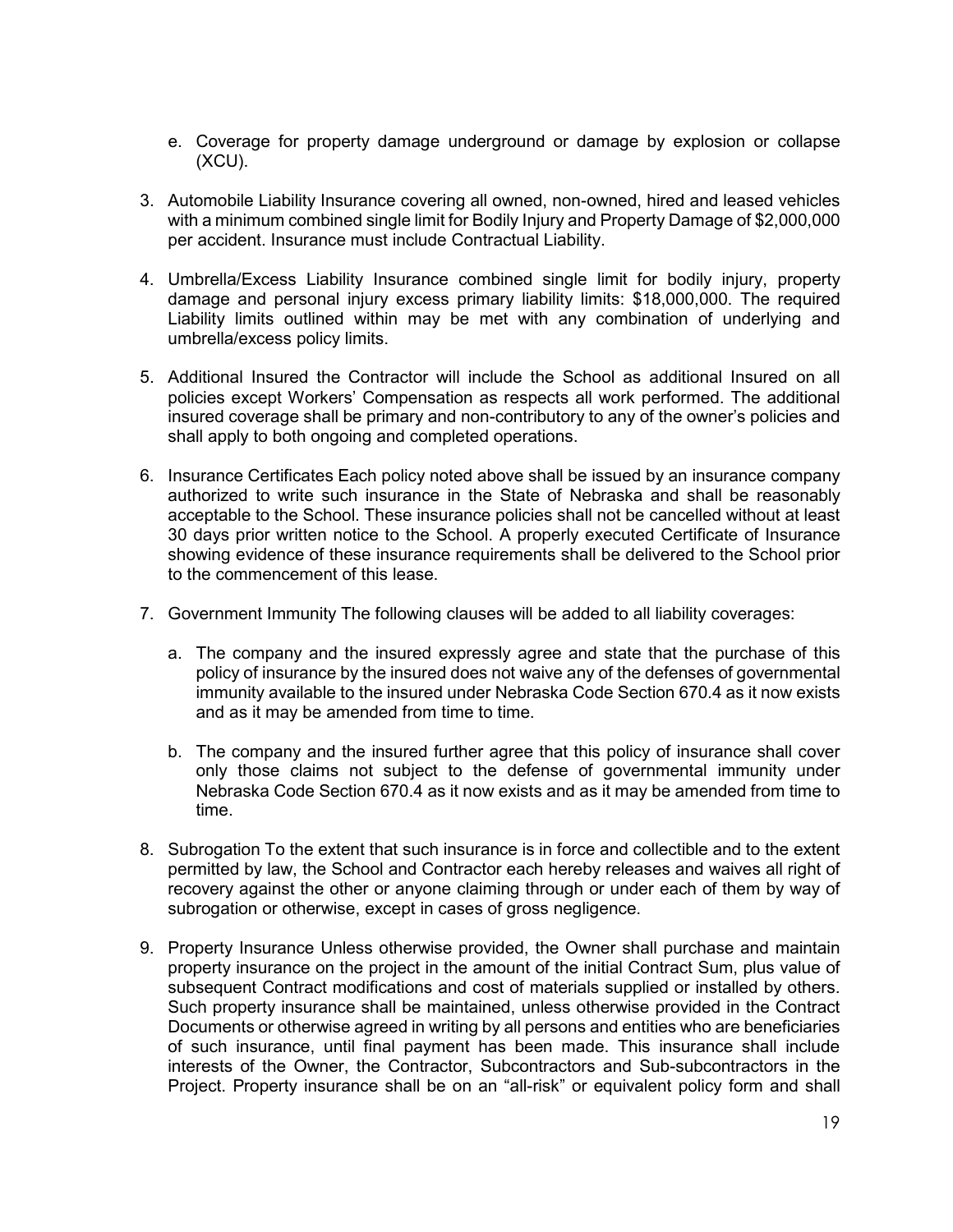e. Coverage for property damage underground or damage by explosion or collapse (XCU).

3. Automobile Liability Insurance covering all owned, non-owned, hired and leased vehicles with a minimum combined single limit for Bodily Injury and Property Damage of $2,000,000 per accident. Insurance must include Contractual Liability.

4. Umbrella/Excess Liability Insurance combined single limit for bodily injury, property damage and personal injury excess primary liability limits: $18,000,000. The required Liability limits outlined within may be met with any combination of underlying and umbrella/excess policy limits.

5. Additional Insured the Contractor will include the School as additional Insured on all policies except Workers' Compensation as respects all work performed. The additional insured coverage shall be primary and non-contributory to any of the owner's policies and shall apply to both ongoing and completed operations.

6. Insurance Certificates Each policy noted above shall be issued by an insurance company authorized to write such insurance in the State of Nebraska and shall be reasonably acceptable to the School. These insurance policies shall not be cancelled without at least 30 days prior written notice to the School. A properly executed Certificate of Insurance showing evidence of these insurance requirements shall be delivered to the School prior to the commencement of this lease.

7. Government Immunity The following clauses will be added to all liability coverages:

   a. The company and the insured expressly agree and state that the purchase of this policy of insurance by the insured does not waive any of the defenses of governmental immunity available to the insured under Nebraska Code Section 670.4 as it now exists and as it may be amended from time to time.

   b. The company and the insured further agree that this policy of insurance shall cover only those claims not subject to the defense of governmental immunity under Nebraska Code Section 670.4 as it now exists and as it may be amended from time to time.

8. Subrogation To the extent that such insurance is in force and collectible and to the extent permitted by law, the School and Contractor each hereby releases and waives all right of recovery against the other or anyone claiming through or under each of them by way of subrogation or otherwise, except in cases of gross negligence.

9. Property Insurance Unless otherwise provided, the Owner shall purchase and maintain property insurance on the project in the amount of the initial Contract Sum, plus value of subsequent Contract modifications and cost of materials supplied or installed by others. Such property insurance shall be maintained, unless otherwise provided in the Contract Documents or otherwise agreed in writing by all persons and entities who are beneficiaries of such insurance, until final payment has been made. This insurance shall include interests of the Owner, the Contractor, Subcontractors and Sub-subcontractors in the Project. Property insurance shall be on an "all-risk" or equivalent policy form and shall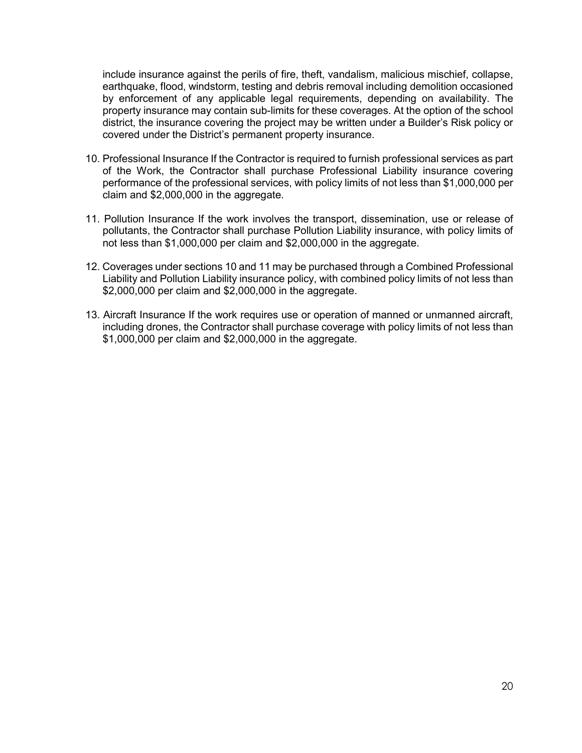include insurance against the perils of fire, theft, vandalism, malicious mischief, collapse, earthquake, flood, windstorm, testing and debris removal including demolition occasioned by enforcement of any applicable legal requirements, depending on availability. The property insurance may contain sub-limits for these coverages. At the option of the school district, the insurance covering the project may be written under a Builder's Risk policy or covered under the District's permanent property insurance.

10. Professional Insurance If the Contractor is required to furnish professional services as part of the Work, the Contractor shall purchase Professional Liability insurance covering performance of the professional services, with policy limits of not less than $1,000,000 per claim and $2,000,000 in the aggregate.

11. Pollution Insurance If the work involves the transport, dissemination, use or release of pollutants, the Contractor shall purchase Pollution Liability insurance, with policy limits of not less than $1,000,000 per claim and $2,000,000 in the aggregate.

12. Coverages under sections 10 and 11 may be purchased through a Combined Professional Liability and Pollution Liability insurance policy, with combined policy limits of not less than $2,000,000 per claim and $2,000,000 in the aggregate.

13. Aircraft Insurance If the work requires use or operation of manned or unmanned aircraft, including drones, the Contractor shall purchase coverage with policy limits of not less than $1,000,000 per claim and $2,000,000 in the aggregate.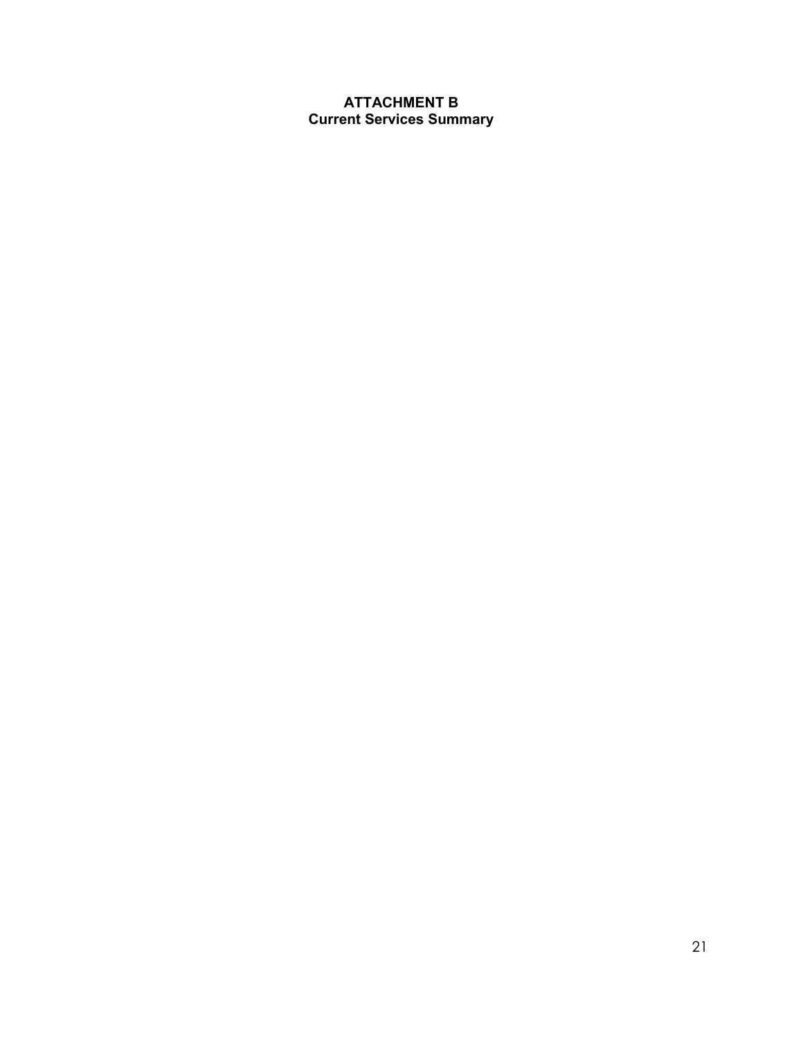**ATTACHMENT B**
**Current Services Summary**